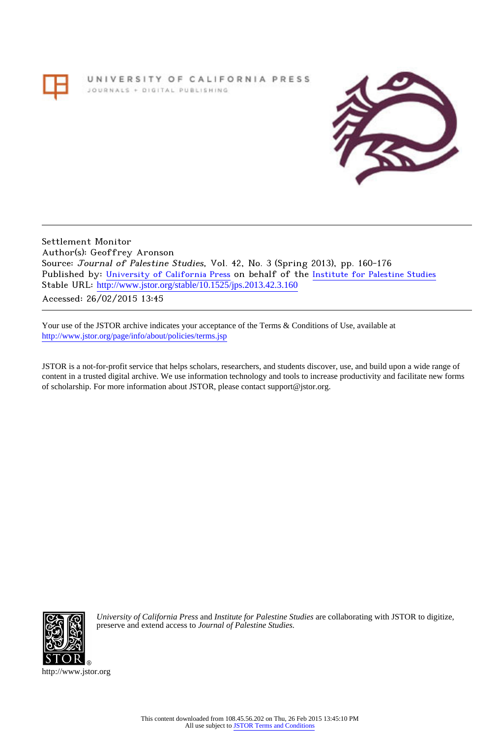UNIVERSITY OF CALIFORNIA PRESS
JOURNALS + DIGITAL PUBLISHING

Settlement Monitor
Author(s): Geoffrey Aronson
Source: *Journal of Palestine Studies*, Vol. 42, No. 3 (Spring 2013), pp. 160-176
Published by: University of California Press on behalf of the Institute for Palestine Studies
Stable URL: http://www.jstor.org/stable/10.1525/jps.2013.42.3.160
Accessed: 26/02/2015 13:45

---

Your use of the JSTOR archive indicates your acceptance of the Terms & Conditions of Use, available at http://www.jstor.org/page/info/about/policies/terms.jsp

JSTOR is a not-for-profit service that helps scholars, researchers, and students discover, use, and build upon a wide range of content in a trusted digital archive. We use information technology and tools to increase productivity and facilitate new forms of scholarship. For more information about JSTOR, please contact support@jstor.org.

*University of California Press* and *Institute for Palestine Studies* are collaborating with JSTOR to digitize, preserve and extend access to *Journal of Palestine Studies.*

http://www.jstor.org

This content downloaded from 108.45.56.202 on Thu, 26 Feb 2015 13:45:10 PM
All use subject to JSTOR Terms and Conditions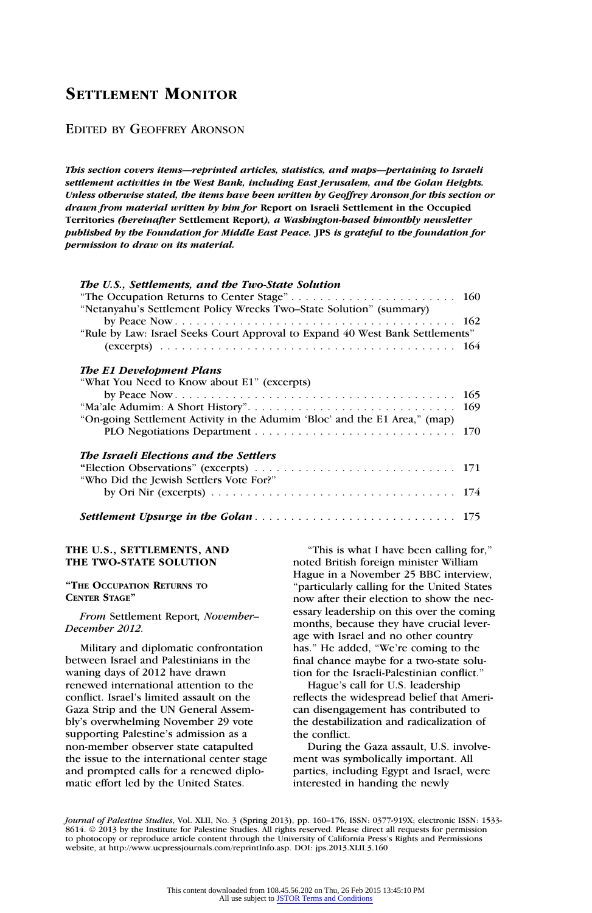# Settlement Monitor

Edited by Geoffrey Aronson

***This section covers items—reprinted articles, statistics, and maps—pertaining to Israeli settlement activities in the West Bank, including East Jerusalem, and the Golan Heights. Unless otherwise stated, the items have been written by Geoffrey Aronson for this section or drawn from material written by him for* Report on Israeli Settlement in the Occupied Territories *(hereinafter* Settlement Report*), a Washington-based bimonthly newsletter published by the Foundation for Middle East Peace.* JPS *is grateful to the foundation for permission to draw on its material.***

***The U.S., Settlements, and the Two-State Solution***

"The Occupation Returns to Center Stage" . . . 160
"Netanyahu's Settlement Policy Wrecks Two–State Solution" (summary) by Peace Now . . . 162
"Rule by Law: Israel Seeks Court Approval to Expand 40 West Bank Settlements" (excerpts) . . . 164

***The E1 Development Plans***

"What You Need to Know about E1" (excerpts) by Peace Now . . . 165
"Ma'ale Adumim: A Short History" . . . 169
"On-going Settlement Activity in the Adumim 'Bloc' and the E1 Area," (map) PLO Negotiations Department . . . 170

***The Israeli Elections and the Settlers***

"Election Observations" (excerpts) . . . 171
"Who Did the Jewish Settlers Vote For?" by Ori Nir (excerpts) . . . 174

***Settlement Upsurge in the Golan*** . . . 175

## THE U.S., SETTLEMENTS, AND THE TWO-STATE SOLUTION

### "The Occupation Returns to Center Stage"

*From* Settlement Report*, November–December 2012.*

Military and diplomatic confrontation between Israel and Palestinians in the waning days of 2012 have drawn renewed international attention to the conflict. Israel's limited assault on the Gaza Strip and the UN General Assembly's overwhelming November 29 vote supporting Palestine's admission as a non-member observer state catapulted the issue to the international center stage and prompted calls for a renewed diplomatic effort led by the United States.

"This is what I have been calling for," noted British foreign minister William Hague in a November 25 BBC interview, "particularly calling for the United States now after their election to show the necessary leadership on this over the coming months, because they have crucial leverage with Israel and no other country has." He added, "We're coming to the final chance maybe for a two-state solution for the Israeli-Palestinian conflict."

Hague's call for U.S. leadership reflects the widespread belief that American disengagement has contributed to the destabilization and radicalization of the conflict.

During the Gaza assault, U.S. involvement was symbolically important. All parties, including Egypt and Israel, were interested in handing the newly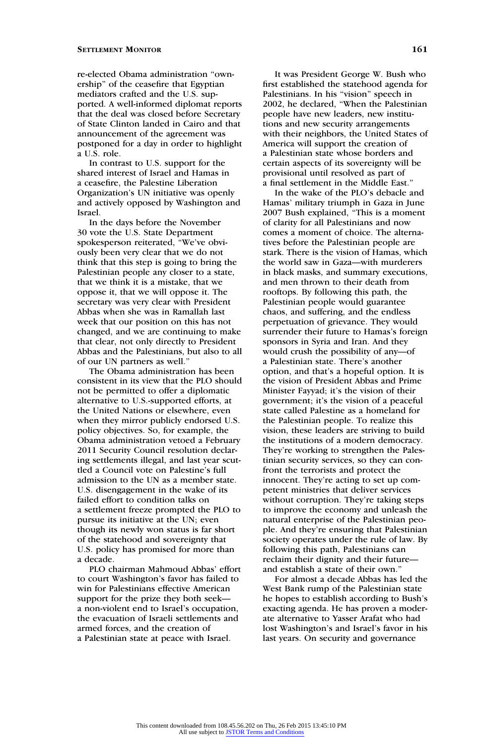re-elected Obama administration "ownership" of the ceasefire that Egyptian mediators crafted and the U.S. supported. A well-informed diplomat reports that the deal was closed before Secretary of State Clinton landed in Cairo and that announcement of the agreement was postponed for a day in order to highlight a U.S. role.

In contrast to U.S. support for the shared interest of Israel and Hamas in a ceasefire, the Palestine Liberation Organization's UN initiative was openly and actively opposed by Washington and Israel.

In the days before the November 30 vote the U.S. State Department spokesperson reiterated, "We've obviously been very clear that we do not think that this step is going to bring the Palestinian people any closer to a state, that we think it is a mistake, that we oppose it, that we will oppose it. The secretary was very clear with President Abbas when she was in Ramallah last week that our position on this has not changed, and we are continuing to make that clear, not only directly to President Abbas and the Palestinians, but also to all of our UN partners as well."

The Obama administration has been consistent in its view that the PLO should not be permitted to offer a diplomatic alternative to U.S.-supported efforts, at the United Nations or elsewhere, even when they mirror publicly endorsed U.S. policy objectives. So, for example, the Obama administration vetoed a February 2011 Security Council resolution declaring settlements illegal, and last year scuttled a Council vote on Palestine's full admission to the UN as a member state. U.S. disengagement in the wake of its failed effort to condition talks on a settlement freeze prompted the PLO to pursue its initiative at the UN; even though its newly won status is far short of the statehood and sovereignty that U.S. policy has promised for more than a decade.

PLO chairman Mahmoud Abbas' effort to court Washington's favor has failed to win for Palestinians effective American support for the prize they both seek—a non-violent end to Israel's occupation, the evacuation of Israeli settlements and armed forces, and the creation of a Palestinian state at peace with Israel.

It was President George W. Bush who first established the statehood agenda for Palestinians. In his "vision" speech in 2002, he declared, "When the Palestinian people have new leaders, new institutions and new security arrangements with their neighbors, the United States of America will support the creation of a Palestinian state whose borders and certain aspects of its sovereignty will be provisional until resolved as part of a final settlement in the Middle East."

In the wake of the PLO's debacle and Hamas' military triumph in Gaza in June 2007 Bush explained, "This is a moment of clarity for all Palestinians and now comes a moment of choice. The alternatives before the Palestinian people are stark. There is the vision of Hamas, which the world saw in Gaza—with murderers in black masks, and summary executions, and men thrown to their death from the rooftops. By following this path, the Palestinian people would guarantee chaos, and suffering, and the endless perpetuation of grievance. They would surrender their future to Hamas's foreign sponsors in Syria and Iran. And they would crush the possibility of any—of a Palestinian state. There's another option, and that's a hopeful option. It is the vision of President Abbas and Prime Minister Fayyad; it's the vision of their government; it's the vision of a peaceful state called Palestine as a homeland for the Palestinian people. To realize this vision, these leaders are striving to build the institutions of a modern democracy. They're working to strengthen the Palestinian security services, so they can confront the terrorists and protect the innocent. They're acting to set up competent ministries that deliver services without corruption. They're taking steps to improve the economy and unleash the natural enterprise of the Palestinian people. And they're ensuring that Palestinian society operates under the rule of law. By following this path, Palestinians can reclaim their dignity and their future—and establish a state of their own."

For almost a decade Abbas has led the West Bank rump of the Palestinian state he hopes to establish according to Bush's exacting agenda. He has proven a moderate alternative to Yasser Arafat who had lost Washington's and Israel's favor in his last years. On security and governance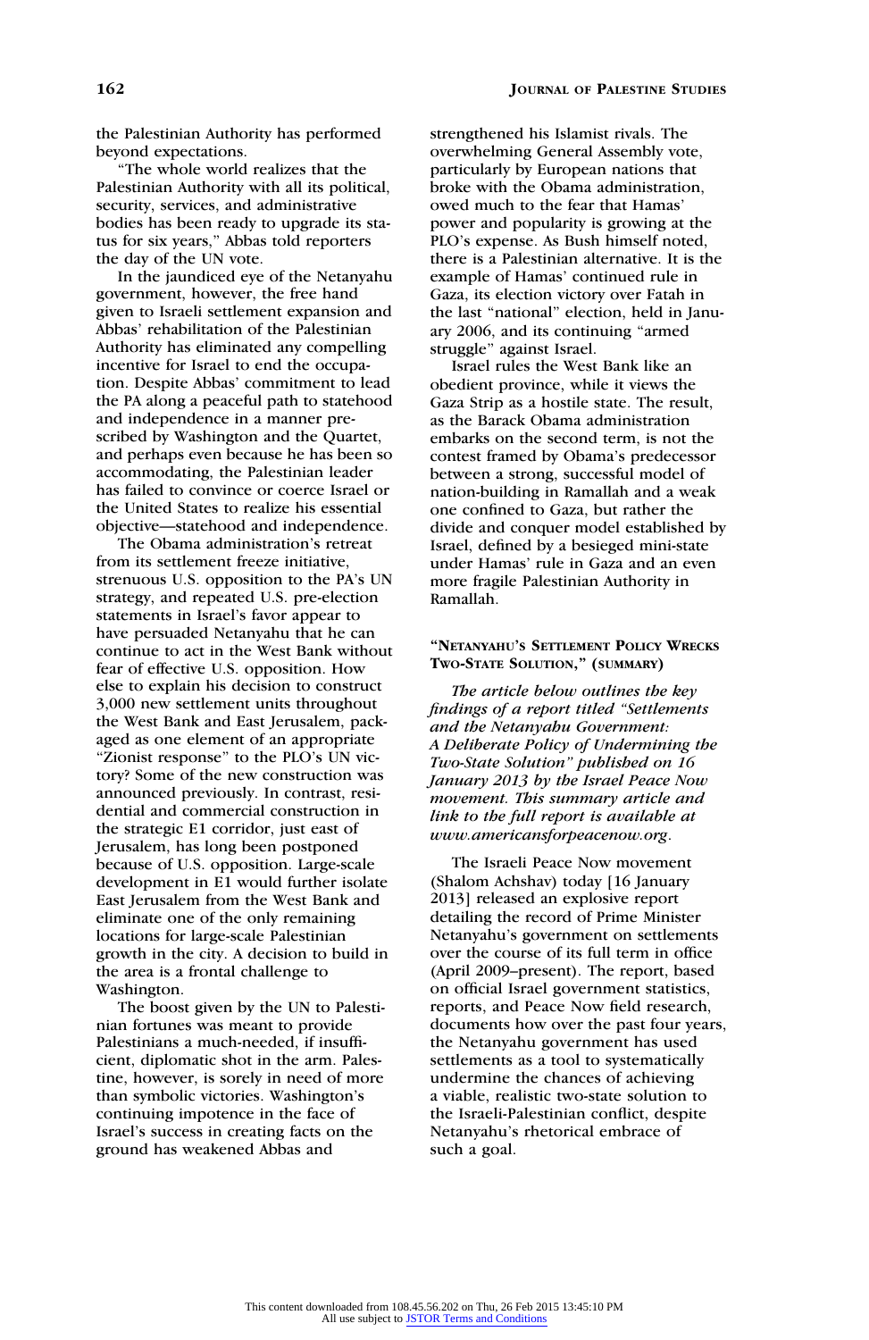the Palestinian Authority has performed beyond expectations.

"The whole world realizes that the Palestinian Authority with all its political, security, services, and administrative bodies has been ready to upgrade its status for six years," Abbas told reporters the day of the UN vote.

In the jaundiced eye of the Netanyahu government, however, the free hand given to Israeli settlement expansion and Abbas' rehabilitation of the Palestinian Authority has eliminated any compelling incentive for Israel to end the occupation. Despite Abbas' commitment to lead the PA along a peaceful path to statehood and independence in a manner prescribed by Washington and the Quartet, and perhaps even because he has been so accommodating, the Palestinian leader has failed to convince or coerce Israel or the United States to realize his essential objective—statehood and independence.

The Obama administration's retreat from its settlement freeze initiative, strenuous U.S. opposition to the PA's UN strategy, and repeated U.S. pre-election statements in Israel's favor appear to have persuaded Netanyahu that he can continue to act in the West Bank without fear of effective U.S. opposition. How else to explain his decision to construct 3,000 new settlement units throughout the West Bank and East Jerusalem, packaged as one element of an appropriate "Zionist response" to the PLO's UN victory? Some of the new construction was announced previously. In contrast, residential and commercial construction in the strategic E1 corridor, just east of Jerusalem, has long been postponed because of U.S. opposition. Large-scale development in E1 would further isolate East Jerusalem from the West Bank and eliminate one of the only remaining locations for large-scale Palestinian growth in the city. A decision to build in the area is a frontal challenge to Washington.

The boost given by the UN to Palestinian fortunes was meant to provide Palestinians a much-needed, if insufficient, diplomatic shot in the arm. Palestine, however, is sorely in need of more than symbolic victories. Washington's continuing impotence in the face of Israel's success in creating facts on the ground has weakened Abbas and strengthened his Islamist rivals. The overwhelming General Assembly vote, particularly by European nations that broke with the Obama administration, owed much to the fear that Hamas' power and popularity is growing at the PLO's expense. As Bush himself noted, there is a Palestinian alternative. It is the example of Hamas' continued rule in Gaza, its election victory over Fatah in the last "national" election, held in January 2006, and its continuing "armed struggle" against Israel.

Israel rules the West Bank like an obedient province, while it views the Gaza Strip as a hostile state. The result, as the Barack Obama administration embarks on the second term, is not the contest framed by Obama's predecessor between a strong, successful model of nation-building in Ramallah and a weak one confined to Gaza, but rather the divide and conquer model established by Israel, defined by a besieged mini-state under Hamas' rule in Gaza and an even more fragile Palestinian Authority in Ramallah.

## "Netanyahu's Settlement Policy Wrecks Two-State Solution," (summary)

*The article below outlines the key findings of a report titled "Settlements and the Netanyahu Government: A Deliberate Policy of Undermining the Two-State Solution" published on 16 January 2013 by the Israel Peace Now movement. This summary article and link to the full report is available at www.americansforpeacenow.org.*

The Israeli Peace Now movement (Shalom Achshav) today [16 January 2013] released an explosive report detailing the record of Prime Minister Netanyahu's government on settlements over the course of its full term in office (April 2009–present). The report, based on official Israel government statistics, reports, and Peace Now field research, documents how over the past four years, the Netanyahu government has used settlements as a tool to systematically undermine the chances of achieving a viable, realistic two-state solution to the Israeli-Palestinian conflict, despite Netanyahu's rhetorical embrace of such a goal.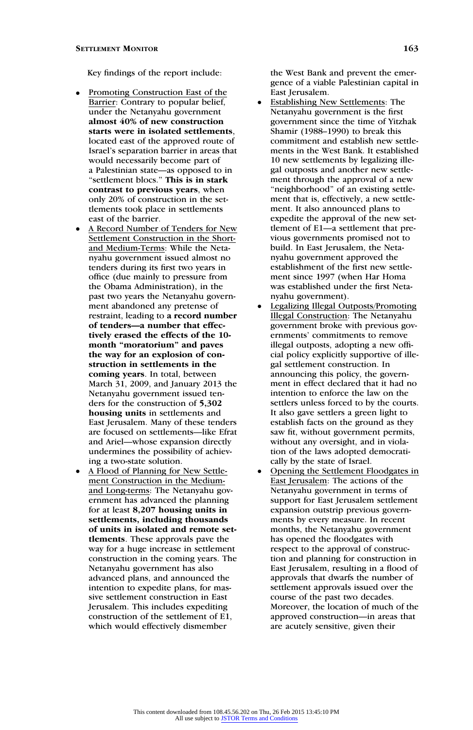Key findings of the report include:

- Promoting Construction East of the Barrier: Contrary to popular belief, under the Netanyahu government **almost 40% of new construction starts were in isolated settlements**, located east of the approved route of Israel's separation barrier in areas that would necessarily become part of a Palestinian state—as opposed to in "settlement blocs." **This is in stark contrast to previous years**, when only 20% of construction in the settlements took place in settlements east of the barrier.
- A Record Number of Tenders for New Settlement Construction in the Short- and Medium-Terms: While the Netanyahu government issued almost no tenders during its first two years in office (due mainly to pressure from the Obama Administration), in the past two years the Netanyahu government abandoned any pretense of restraint, leading to **a record number of tenders—a number that effectively erased the effects of the 10-month "moratorium" and paves the way for an explosion of construction in settlements in the coming years**. In total, between March 31, 2009, and January 2013 the Netanyahu government issued tenders for the construction of **5,302 housing units** in settlements and East Jerusalem. Many of these tenders are focused on settlements—like Efrat and Ariel—whose expansion directly undermines the possibility of achieving a two-state solution.
- A Flood of Planning for New Settlement Construction in the Medium- and Long-terms: The Netanyahu government has advanced the planning for at least **8,207 housing units in settlements, including thousands of units in isolated and remote settlements**. These approvals pave the way for a huge increase in settlement construction in the coming years. The Netanyahu government has also advanced plans, and announced the intention to expedite plans, for massive settlement construction in East Jerusalem. This includes expediting construction of the settlement of E1, which would effectively dismember the West Bank and prevent the emergence of a viable Palestinian capital in East Jerusalem.
- Establishing New Settlements: The Netanyahu government is the first government since the time of Yitzhak Shamir (1988–1990) to break this commitment and establish new settlements in the West Bank. It established 10 new settlements by legalizing illegal outposts and another new settlement through the approval of a new "neighborhood" of an existing settlement that is, effectively, a new settlement. It also announced plans to expedite the approval of the new settlement of E1—a settlement that previous governments promised not to build. In East Jerusalem, the Netanyahu government approved the establishment of the first new settlement since 1997 (when Har Homa was established under the first Netanyahu government).
- Legalizing Illegal Outposts/Promoting Illegal Construction: The Netanyahu government broke with previous governments' commitments to remove illegal outposts, adopting a new official policy explicitly supportive of illegal settlement construction. In announcing this policy, the government in effect declared that it had no intention to enforce the law on the settlers unless forced to by the courts. It also gave settlers a green light to establish facts on the ground as they saw fit, without government permits, without any oversight, and in violation of the laws adopted democratically by the state of Israel.
- Opening the Settlement Floodgates in East Jerusalem: The actions of the Netanyahu government in terms of support for East Jerusalem settlement expansion outstrip previous governments by every measure. In recent months, the Netanyahu government has opened the floodgates with respect to the approval of construction and planning for construction in East Jerusalem, resulting in a flood of approvals that dwarfs the number of settlement approvals issued over the course of the past two decades. Moreover, the location of much of the approved construction—in areas that are acutely sensitive, given their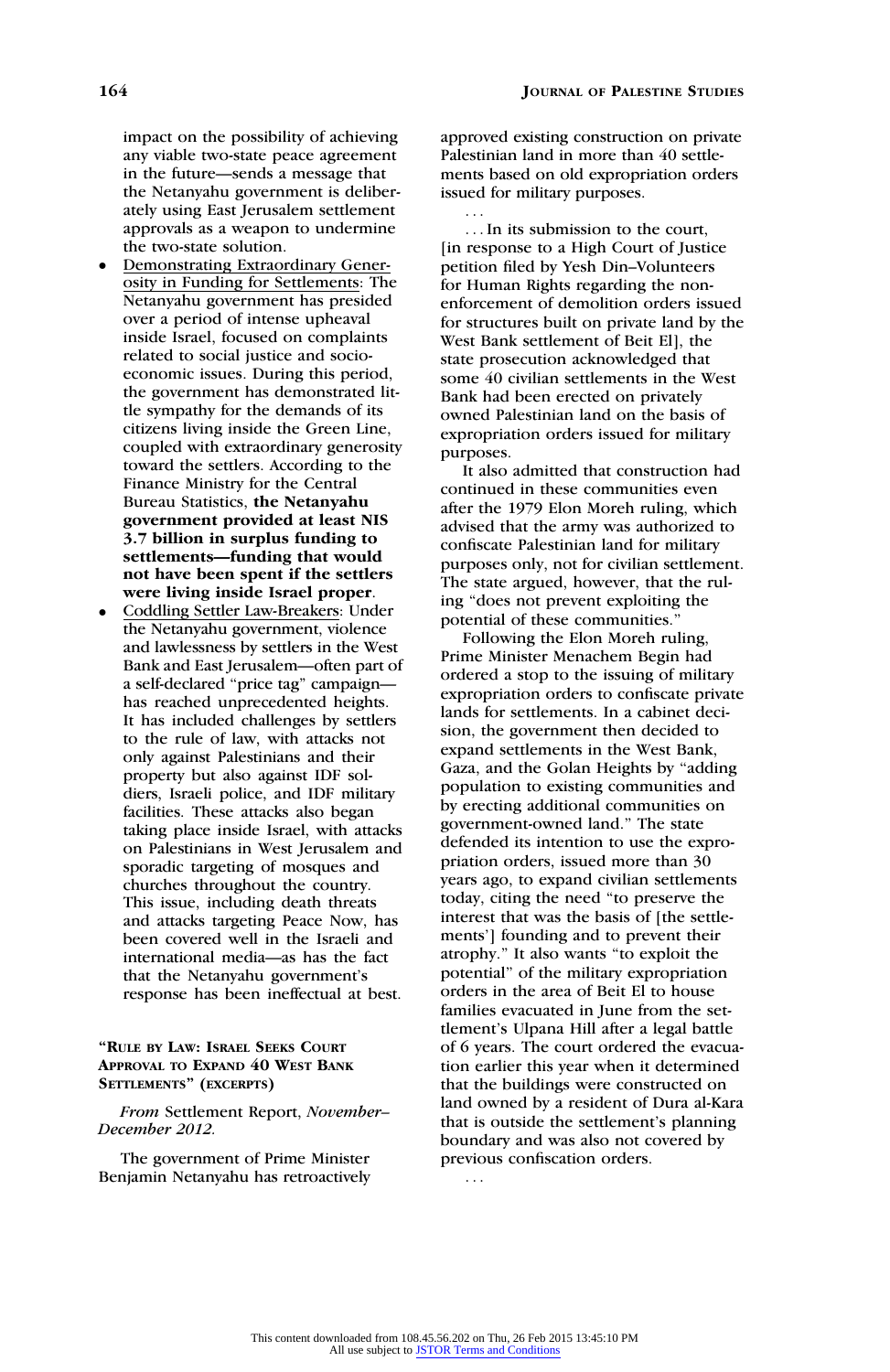impact on the possibility of achieving any viable two-state peace agreement in the future—sends a message that the Netanyahu government is deliberately using East Jerusalem settlement approvals as a weapon to undermine the two-state solution.

- Demonstrating Extraordinary Generosity in Funding for Settlements: The Netanyahu government has presided over a period of intense upheaval inside Israel, focused on complaints related to social justice and socioeconomic issues. During this period, the government has demonstrated little sympathy for the demands of its citizens living inside the Green Line, coupled with extraordinary generosity toward the settlers. According to the Finance Ministry for the Central Bureau Statistics, **the Netanyahu government provided at least NIS 3.7 billion in surplus funding to settlements—funding that would not have been spent if the settlers were living inside Israel proper**.
- Coddling Settler Law-Breakers: Under the Netanyahu government, violence and lawlessness by settlers in the West Bank and East Jerusalem—often part of a self-declared "price tag" campaign—has reached unprecedented heights. It has included challenges by settlers to the rule of law, with attacks not only against Palestinians and their property but also against IDF soldiers, Israeli police, and IDF military facilities. These attacks also began taking place inside Israel, with attacks on Palestinians in West Jerusalem and sporadic targeting of mosques and churches throughout the country. This issue, including death threats and attacks targeting Peace Now, has been covered well in the Israeli and international media—as has the fact that the Netanyahu government's response has been ineffectual at best.

### "Rule by Law: Israel Seeks Court Approval to Expand 40 West Bank Settlements" (excerpts)

*From* Settlement Report, *November–December 2012.*

The government of Prime Minister Benjamin Netanyahu has retroactively approved existing construction on private Palestinian land in more than 40 settlements based on old expropriation orders issued for military purposes.

. . .

. . . In its submission to the court, [in response to a High Court of Justice petition filed by Yesh Din–Volunteers for Human Rights regarding the non-enforcement of demolition orders issued for structures built on private land by the West Bank settlement of Beit El], the state prosecution acknowledged that some 40 civilian settlements in the West Bank had been erected on privately owned Palestinian land on the basis of expropriation orders issued for military purposes.

It also admitted that construction had continued in these communities even after the 1979 Elon Moreh ruling, which advised that the army was authorized to confiscate Palestinian land for military purposes only, not for civilian settlement. The state argued, however, that the ruling "does not prevent exploiting the potential of these communities."

Following the Elon Moreh ruling, Prime Minister Menachem Begin had ordered a stop to the issuing of military expropriation orders to confiscate private lands for settlements. In a cabinet decision, the government then decided to expand settlements in the West Bank, Gaza, and the Golan Heights by "adding population to existing communities and by erecting additional communities on government-owned land." The state defended its intention to use the expropriation orders, issued more than 30 years ago, to expand civilian settlements today, citing the need "to preserve the interest that was the basis of [the settlements'] founding and to prevent their atrophy." It also wants "to exploit the potential" of the military expropriation orders in the area of Beit El to house families evacuated in June from the settlement's Ulpana Hill after a legal battle of 6 years. The court ordered the evacuation earlier this year when it determined that the buildings were constructed on land owned by a resident of Dura al-Kara that is outside the settlement's planning boundary and was also not covered by previous confiscation orders.

. . .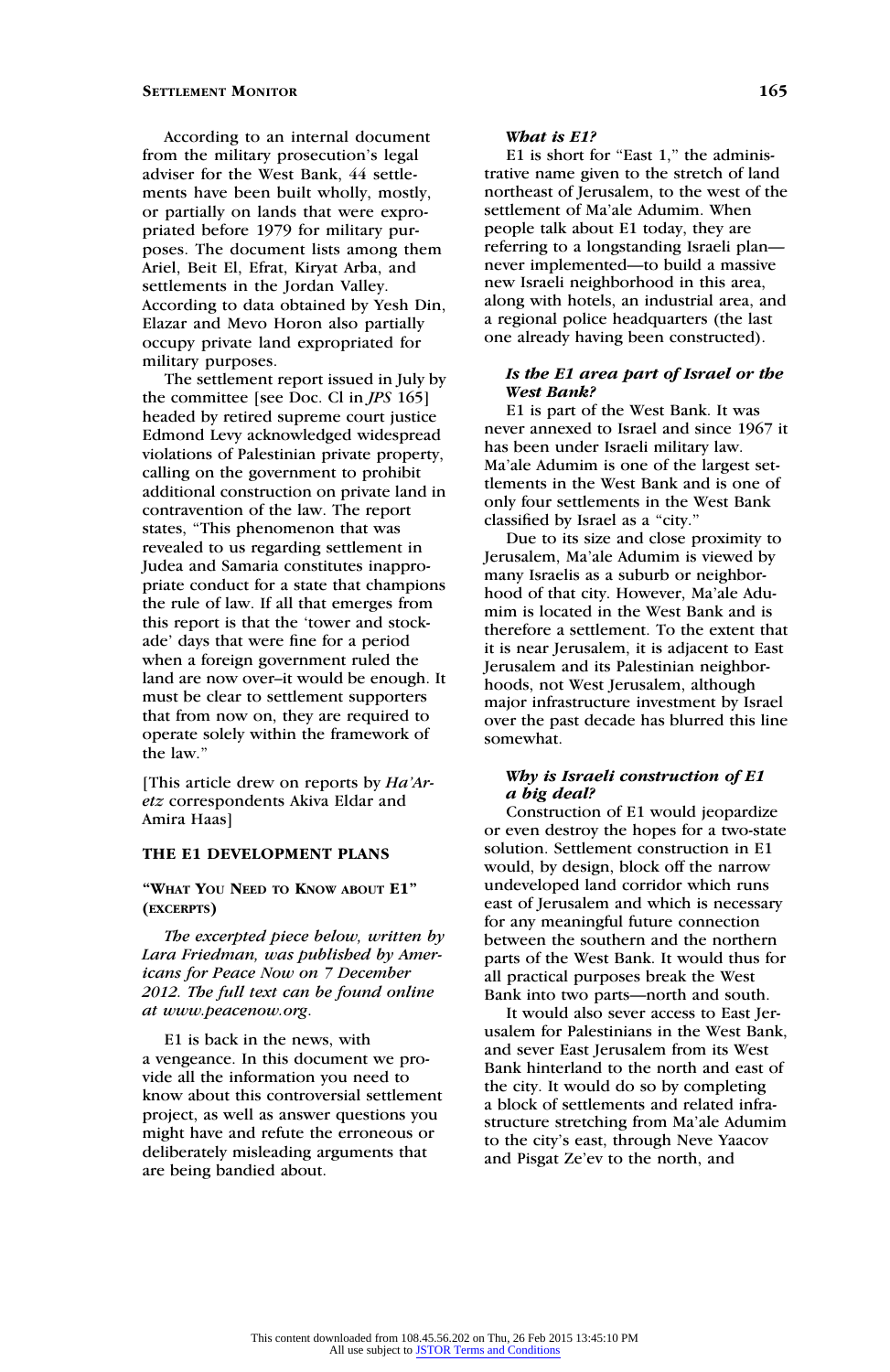According to an internal document from the military prosecution's legal adviser for the West Bank, 44 settlements have been built wholly, mostly, or partially on lands that were expropriated before 1979 for military purposes. The document lists among them Ariel, Beit El, Efrat, Kiryat Arba, and settlements in the Jordan Valley. According to data obtained by Yesh Din, Elazar and Mevo Horon also partially occupy private land expropriated for military purposes.

The settlement report issued in July by the committee [see Doc. C1 in *JPS* 165] headed by retired supreme court justice Edmond Levy acknowledged widespread violations of Palestinian private property, calling on the government to prohibit additional construction on private land in contravention of the law. The report states, "This phenomenon that was revealed to us regarding settlement in Judea and Samaria constitutes inappropriate conduct for a state that champions the rule of law. If all that emerges from this report is that the 'tower and stockade' days that were fine for a period when a foreign government ruled the land are now over–it would be enough. It must be clear to settlement supporters that from now on, they are required to operate solely within the framework of the law."

[This article drew on reports by *Ha'Aretz* correspondents Akiva Eldar and Amira Haas]

## THE E1 DEVELOPMENT PLANS

### "What You Need to Know about E1" (excerpts)

*The excerpted piece below, written by Lara Friedman, was published by Americans for Peace Now on 7 December 2012. The full text can be found online at www.peacenow.org.*

E1 is back in the news, with a vengeance. In this document we provide all the information you need to know about this controversial settlement project, as well as answer questions you might have and refute the erroneous or deliberately misleading arguments that are being bandied about.

***What is E1?***

E1 is short for "East 1," the administrative name given to the stretch of land northeast of Jerusalem, to the west of the settlement of Ma'ale Adumim. When people talk about E1 today, they are referring to a longstanding Israeli plan—never implemented—to build a massive new Israeli neighborhood in this area, along with hotels, an industrial area, and a regional police headquarters (the last one already having been constructed).

***Is the E1 area part of Israel or the West Bank?***

E1 is part of the West Bank. It was never annexed to Israel and since 1967 it has been under Israeli military law. Ma'ale Adumim is one of the largest settlements in the West Bank and is one of only four settlements in the West Bank classified by Israel as a "city."

Due to its size and close proximity to Jerusalem, Ma'ale Adumim is viewed by many Israelis as a suburb or neighborhood of that city. However, Ma'ale Adumim is located in the West Bank and is therefore a settlement. To the extent that it is near Jerusalem, it is adjacent to East Jerusalem and its Palestinian neighborhoods, not West Jerusalem, although major infrastructure investment by Israel over the past decade has blurred this line somewhat.

***Why is Israeli construction of E1 a big deal?***

Construction of E1 would jeopardize or even destroy the hopes for a two-state solution. Settlement construction in E1 would, by design, block off the narrow undeveloped land corridor which runs east of Jerusalem and which is necessary for any meaningful future connection between the southern and the northern parts of the West Bank. It would thus for all practical purposes break the West Bank into two parts—north and south.

It would also sever access to East Jerusalem for Palestinians in the West Bank, and sever East Jerusalem from its West Bank hinterland to the north and east of the city. It would do so by completing a block of settlements and related infrastructure stretching from Ma'ale Adumim to the city's east, through Neve Yaacov and Pisgat Ze'ev to the north, and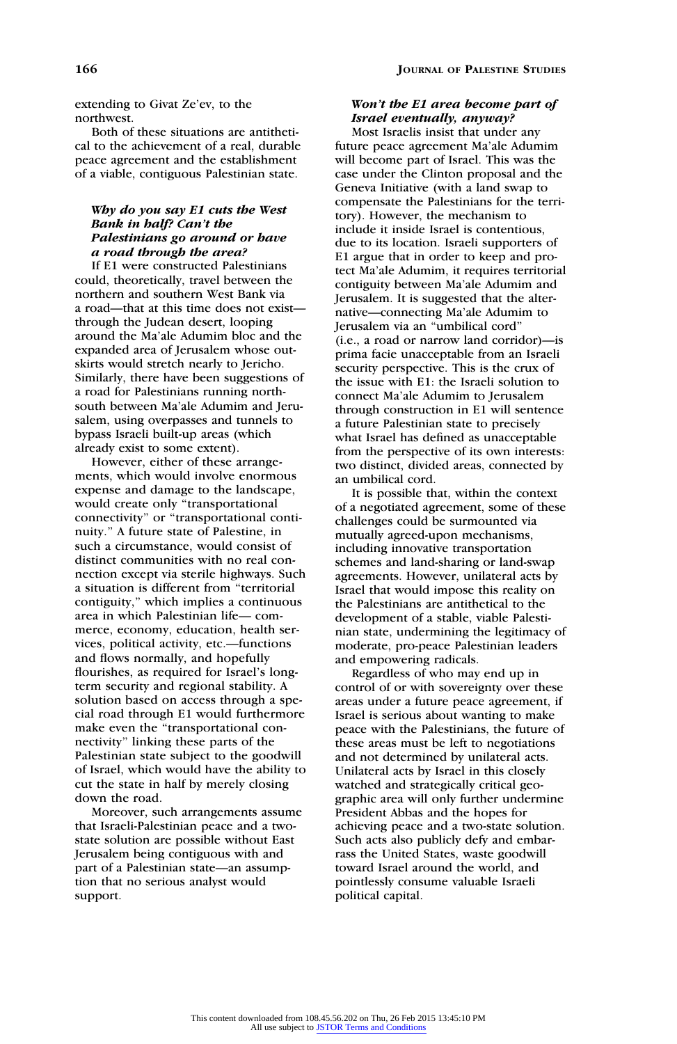extending to Givat Ze'ev, to the northwest.

Both of these situations are antithetical to the achievement of a real, durable peace agreement and the establishment of a viable, contiguous Palestinian state.

***Why do you say E1 cuts the West Bank in half? Can't the Palestinians go around or have a road through the area?***

If E1 were constructed Palestinians could, theoretically, travel between the northern and southern West Bank via a road—that at this time does not exist—through the Judean desert, looping around the Ma'ale Adumim bloc and the expanded area of Jerusalem whose outskirts would stretch nearly to Jericho. Similarly, there have been suggestions of a road for Palestinians running north-south between Ma'ale Adumim and Jerusalem, using overpasses and tunnels to bypass Israeli built-up areas (which already exist to some extent).

However, either of these arrangements, which would involve enormous expense and damage to the landscape, would create only "transportational connectivity" or "transportational continuity." A future state of Palestine, in such a circumstance, would consist of distinct communities with no real connection except via sterile highways. Such a situation is different from "territorial contiguity," which implies a continuous area in which Palestinian life— commerce, economy, education, health services, political activity, etc.—functions and flows normally, and hopefully flourishes, as required for Israel's long-term security and regional stability. A solution based on access through a special road through E1 would furthermore make even the "transportational connectivity" linking these parts of the Palestinian state subject to the goodwill of Israel, which would have the ability to cut the state in half by merely closing down the road.

Moreover, such arrangements assume that Israeli-Palestinian peace and a two-state solution are possible without East Jerusalem being contiguous with and part of a Palestinian state—an assumption that no serious analyst would support.

***Won't the E1 area become part of Israel eventually, anyway?***

Most Israelis insist that under any future peace agreement Ma'ale Adumim will become part of Israel. This was the case under the Clinton proposal and the Geneva Initiative (with a land swap to compensate the Palestinians for the territory). However, the mechanism to include it inside Israel is contentious, due to its location. Israeli supporters of E1 argue that in order to keep and protect Ma'ale Adumim, it requires territorial contiguity between Ma'ale Adumim and Jerusalem. It is suggested that the alternative—connecting Ma'ale Adumim to Jerusalem via an "umbilical cord" (i.e., a road or narrow land corridor)—is prima facie unacceptable from an Israeli security perspective. This is the crux of the issue with E1: the Israeli solution to connect Ma'ale Adumim to Jerusalem through construction in E1 will sentence a future Palestinian state to precisely what Israel has defined as unacceptable from the perspective of its own interests: two distinct, divided areas, connected by an umbilical cord.

It is possible that, within the context of a negotiated agreement, some of these challenges could be surmounted via mutually agreed-upon mechanisms, including innovative transportation schemes and land-sharing or land-swap agreements. However, unilateral acts by Israel that would impose this reality on the Palestinians are antithetical to the development of a stable, viable Palestinian state, undermining the legitimacy of moderate, pro-peace Palestinian leaders and empowering radicals.

Regardless of who may end up in control of or with sovereignty over these areas under a future peace agreement, if Israel is serious about wanting to make peace with the Palestinians, the future of these areas must be left to negotiations and not determined by unilateral acts. Unilateral acts by Israel in this closely watched and strategically critical geographic area will only further undermine President Abbas and the hopes for achieving peace and a two-state solution. Such acts also publicly defy and embarrass the United States, waste goodwill toward Israel around the world, and pointlessly consume valuable Israeli political capital.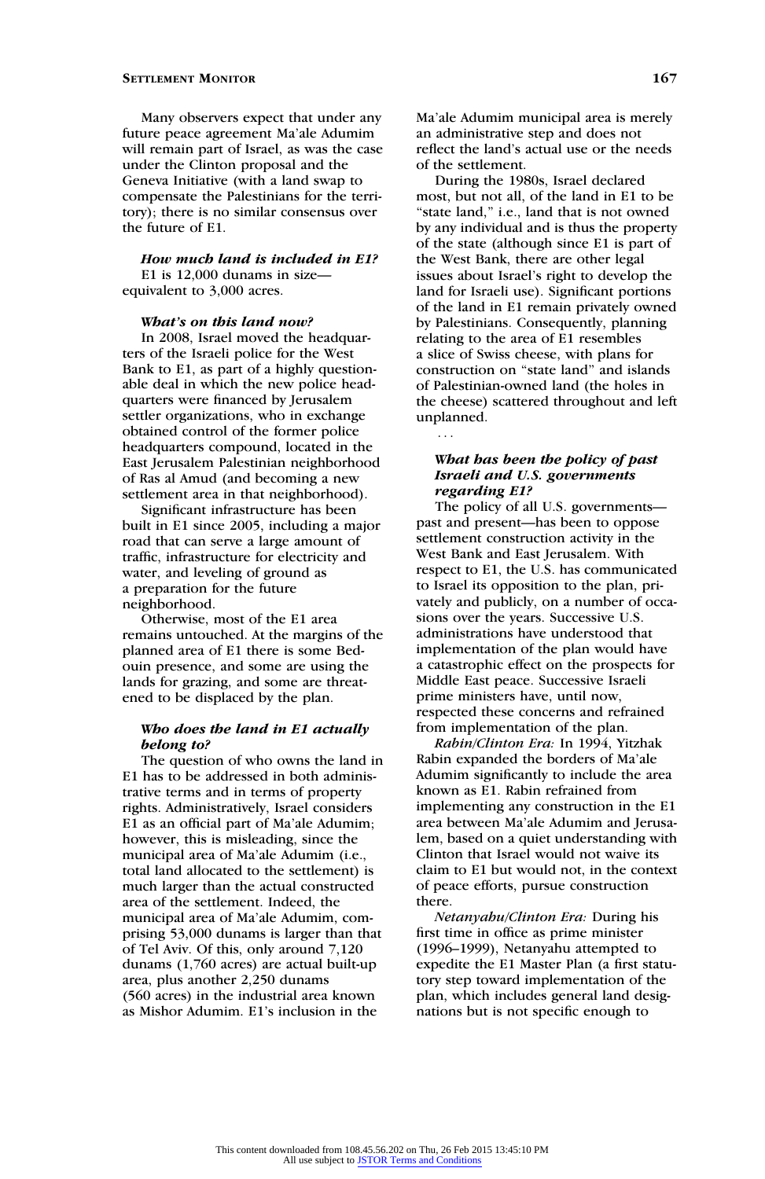Many observers expect that under any future peace agreement Ma'ale Adumim will remain part of Israel, as was the case under the Clinton proposal and the Geneva Initiative (with a land swap to compensate the Palestinians for the territory); there is no similar consensus over the future of E1.

***How much land is included in E1?***

E1 is 12,000 dunams in size—equivalent to 3,000 acres.

***What's on this land now?***

In 2008, Israel moved the headquarters of the Israeli police for the West Bank to E1, as part of a highly questionable deal in which the new police headquarters were financed by Jerusalem settler organizations, who in exchange obtained control of the former police headquarters compound, located in the East Jerusalem Palestinian neighborhood of Ras al Amud (and becoming a new settlement area in that neighborhood).

Significant infrastructure has been built in E1 since 2005, including a major road that can serve a large amount of traffic, infrastructure for electricity and water, and leveling of ground as a preparation for the future neighborhood.

Otherwise, most of the E1 area remains untouched. At the margins of the planned area of E1 there is some Bedouin presence, and some are using the lands for grazing, and some are threatened to be displaced by the plan.

***Who does the land in E1 actually belong to?***

The question of who owns the land in E1 has to be addressed in both administrative terms and in terms of property rights. Administratively, Israel considers E1 as an official part of Ma'ale Adumim; however, this is misleading, since the municipal area of Ma'ale Adumim (i.e., total land allocated to the settlement) is much larger than the actual constructed area of the settlement. Indeed, the municipal area of Ma'ale Adumim, comprising 53,000 dunams is larger than that of Tel Aviv. Of this, only around 7,120 dunams (1,760 acres) are actual built-up area, plus another 2,250 dunams (560 acres) in the industrial area known as Mishor Adumim. E1's inclusion in the Ma'ale Adumim municipal area is merely an administrative step and does not reflect the land's actual use or the needs of the settlement.

During the 1980s, Israel declared most, but not all, of the land in E1 to be "state land," i.e., land that is not owned by any individual and is thus the property of the state (although since E1 is part of the West Bank, there are other legal issues about Israel's right to develop the land for Israeli use). Significant portions of the land in E1 remain privately owned by Palestinians. Consequently, planning relating to the area of E1 resembles a slice of Swiss cheese, with plans for construction on "state land" and islands of Palestinian-owned land (the holes in the cheese) scattered throughout and left unplanned.

...

***What has been the policy of past Israeli and U.S. governments regarding E1?***

The policy of all U.S. governments—past and present—has been to oppose settlement construction activity in the West Bank and East Jerusalem. With respect to E1, the U.S. has communicated to Israel its opposition to the plan, privately and publicly, on a number of occasions over the years. Successive U.S. administrations have understood that implementation of the plan would have a catastrophic effect on the prospects for Middle East peace. Successive Israeli prime ministers have, until now, respected these concerns and refrained from implementation of the plan.

*Rabin/Clinton Era:* In 1994, Yitzhak Rabin expanded the borders of Ma'ale Adumim significantly to include the area known as E1. Rabin refrained from implementing any construction in the E1 area between Ma'ale Adumim and Jerusalem, based on a quiet understanding with Clinton that Israel would not waive its claim to E1 but would not, in the context of peace efforts, pursue construction there.

*Netanyahu/Clinton Era:* During his first time in office as prime minister (1996–1999), Netanyahu attempted to expedite the E1 Master Plan (a first statutory step toward implementation of the plan, which includes general land designations but is not specific enough to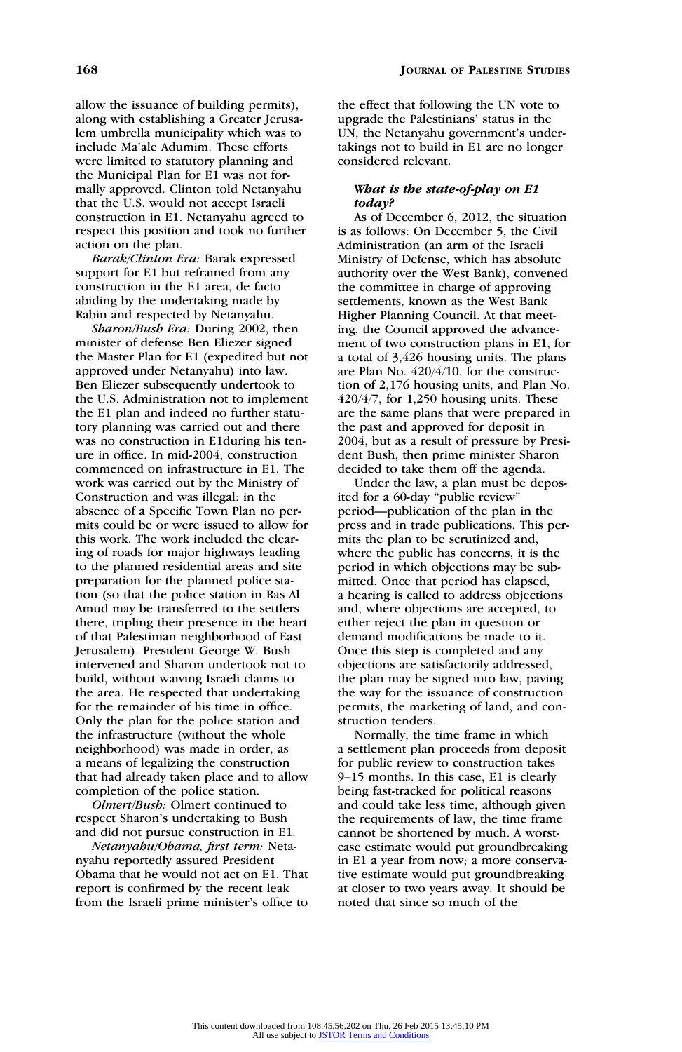allow the issuance of building permits), along with establishing a Greater Jerusalem umbrella municipality which was to include Ma'ale Adumim. These efforts were limited to statutory planning and the Municipal Plan for E1 was not formally approved. Clinton told Netanyahu that the U.S. would not accept Israeli construction in E1. Netanyahu agreed to respect this position and took no further action on the plan.

*Barak/Clinton Era:* Barak expressed support for E1 but refrained from any construction in the E1 area, de facto abiding by the undertaking made by Rabin and respected by Netanyahu.

*Sharon/Bush Era:* During 2002, then minister of defense Ben Eliezer signed the Master Plan for E1 (expedited but not approved under Netanyahu) into law. Ben Eliezer subsequently undertook to the U.S. Administration not to implement the E1 plan and indeed no further statutory planning was carried out and there was no construction in E1during his tenure in office. In mid-2004, construction commenced on infrastructure in E1. The work was carried out by the Ministry of Construction and was illegal: in the absence of a Specific Town Plan no permits could be or were issued to allow for this work. The work included the clearing of roads for major highways leading to the planned residential areas and site preparation for the planned police station (so that the police station in Ras Al Amud may be transferred to the settlers there, tripling their presence in the heart of that Palestinian neighborhood of East Jerusalem). President George W. Bush intervened and Sharon undertook not to build, without waiving Israeli claims to the area. He respected that undertaking for the remainder of his time in office. Only the plan for the police station and the infrastructure (without the whole neighborhood) was made in order, as a means of legalizing the construction that had already taken place and to allow completion of the police station.

*Olmert/Bush:* Olmert continued to respect Sharon's undertaking to Bush and did not pursue construction in E1.

*Netanyahu/Obama, first term:* Netanyahu reportedly assured President Obama that he would not act on E1. That report is confirmed by the recent leak from the Israeli prime minister's office to the effect that following the UN vote to upgrade the Palestinians' status in the UN, the Netanyahu government's undertakings not to build in E1 are no longer considered relevant.

***What is the state-of-play on E1 today?***

As of December 6, 2012, the situation is as follows: On December 5, the Civil Administration (an arm of the Israeli Ministry of Defense, which has absolute authority over the West Bank), convened the committee in charge of approving settlements, known as the West Bank Higher Planning Council. At that meeting, the Council approved the advancement of two construction plans in E1, for a total of 3,426 housing units. The plans are Plan No. 420/4/10, for the construction of 2,176 housing units, and Plan No. 420/4/7, for 1,250 housing units. These are the same plans that were prepared in the past and approved for deposit in 2004, but as a result of pressure by President Bush, then prime minister Sharon decided to take them off the agenda.

Under the law, a plan must be deposited for a 60-day "public review" period—publication of the plan in the press and in trade publications. This permits the plan to be scrutinized and, where the public has concerns, it is the period in which objections may be submitted. Once that period has elapsed, a hearing is called to address objections and, where objections are accepted, to either reject the plan in question or demand modifications be made to it. Once this step is completed and any objections are satisfactorily addressed, the plan may be signed into law, paving the way for the issuance of construction permits, the marketing of land, and construction tenders.

Normally, the time frame in which a settlement plan proceeds from deposit for public review to construction takes 9–15 months. In this case, E1 is clearly being fast-tracked for political reasons and could take less time, although given the requirements of law, the time frame cannot be shortened by much. A worst-case estimate would put groundbreaking in E1 a year from now; a more conservative estimate would put groundbreaking at closer to two years away. It should be noted that since so much of the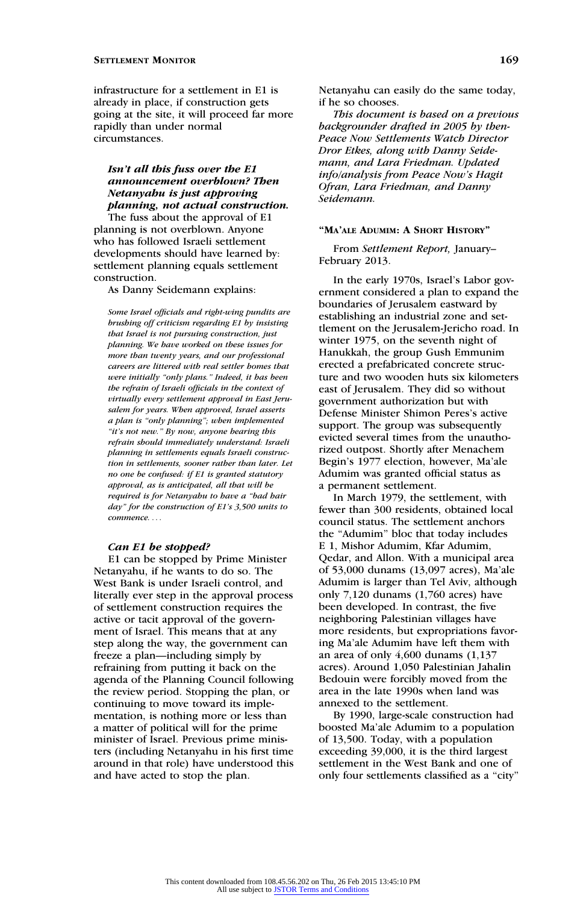infrastructure for a settlement in E1 is already in place, if construction gets going at the site, it will proceed far more rapidly than under normal circumstances.

***Isn't all this fuss over the E1 announcement overblown? Then Netanyahu is just approving planning, not actual construction.***

The fuss about the approval of E1 planning is not overblown. Anyone who has followed Israeli settlement developments should have learned by: settlement planning equals settlement construction.

As Danny Seidemann explains:

> *Some Israel officials and right-wing pundits are brushing off criticism regarding E1 by insisting that Israel is not pursuing construction, just planning. We have worked on these issues for more than twenty years, and our professional careers are littered with real settler homes that were initially "only plans." Indeed, it has been the refrain of Israeli officials in the context of virtually every settlement approval in East Jerusalem for years. When approved, Israel asserts a plan is "only planning"; when implemented "it's not new." By now, anyone hearing this refrain should immediately understand: Israeli planning in settlements equals Israeli construction in settlements, sooner rather than later. Let no one be confused: if E1 is granted statutory approval, as is anticipated, all that will be required is for Netanyahu to have a "bad hair day" for the construction of E1's 3,500 units to commence. . . .*

***Can E1 be stopped?***

E1 can be stopped by Prime Minister Netanyahu, if he wants to do so. The West Bank is under Israeli control, and literally ever step in the approval process of settlement construction requires the active or tacit approval of the government of Israel. This means that at any step along the way, the government can freeze a plan—including simply by refraining from putting it back on the agenda of the Planning Council following the review period. Stopping the plan, or continuing to move toward its implementation, is nothing more or less than a matter of political will for the prime minister of Israel. Previous prime ministers (including Netanyahu in his first time around in that role) have understood this and have acted to stop the plan. Netanyahu can easily do the same today, if he so chooses.

*This document is based on a previous backgrounder drafted in 2005 by then-Peace Now Settlements Watch Director Dror Etkes, along with Danny Seidemann, and Lara Friedman. Updated info/analysis from Peace Now's Hagit Ofran, Lara Friedman, and Danny Seidemann.*

## "Ma'ale Adumim: A Short History"

From *Settlement Report,* January–February 2013.

In the early 1970s, Israel's Labor government considered a plan to expand the boundaries of Jerusalem eastward by establishing an industrial zone and settlement on the Jerusalem-Jericho road. In winter 1975, on the seventh night of Hanukkah, the group Gush Emmunim erected a prefabricated concrete structure and two wooden huts six kilometers east of Jerusalem. They did so without government authorization but with Defense Minister Shimon Peres's active support. The group was subsequently evicted several times from the unauthorized outpost. Shortly after Menachem Begin's 1977 election, however, Ma'ale Adumim was granted official status as a permanent settlement.

In March 1979, the settlement, with fewer than 300 residents, obtained local council status. The settlement anchors the "Adumim" bloc that today includes E 1, Mishor Adumim, Kfar Adumim, Qedar, and Allon. With a municipal area of 53,000 dunams (13,097 acres), Ma'ale Adumim is larger than Tel Aviv, although only 7,120 dunams (1,760 acres) have been developed. In contrast, the five neighboring Palestinian villages have more residents, but expropriations favoring Ma'ale Adumim have left them with an area of only 4,600 dunams (1,137 acres). Around 1,050 Palestinian Jahalin Bedouin were forcibly moved from the area in the late 1990s when land was annexed to the settlement.

By 1990, large-scale construction had boosted Ma'ale Adumim to a population of 13,500. Today, with a population exceeding 39,000, it is the third largest settlement in the West Bank and one of only four settlements classified as a "city"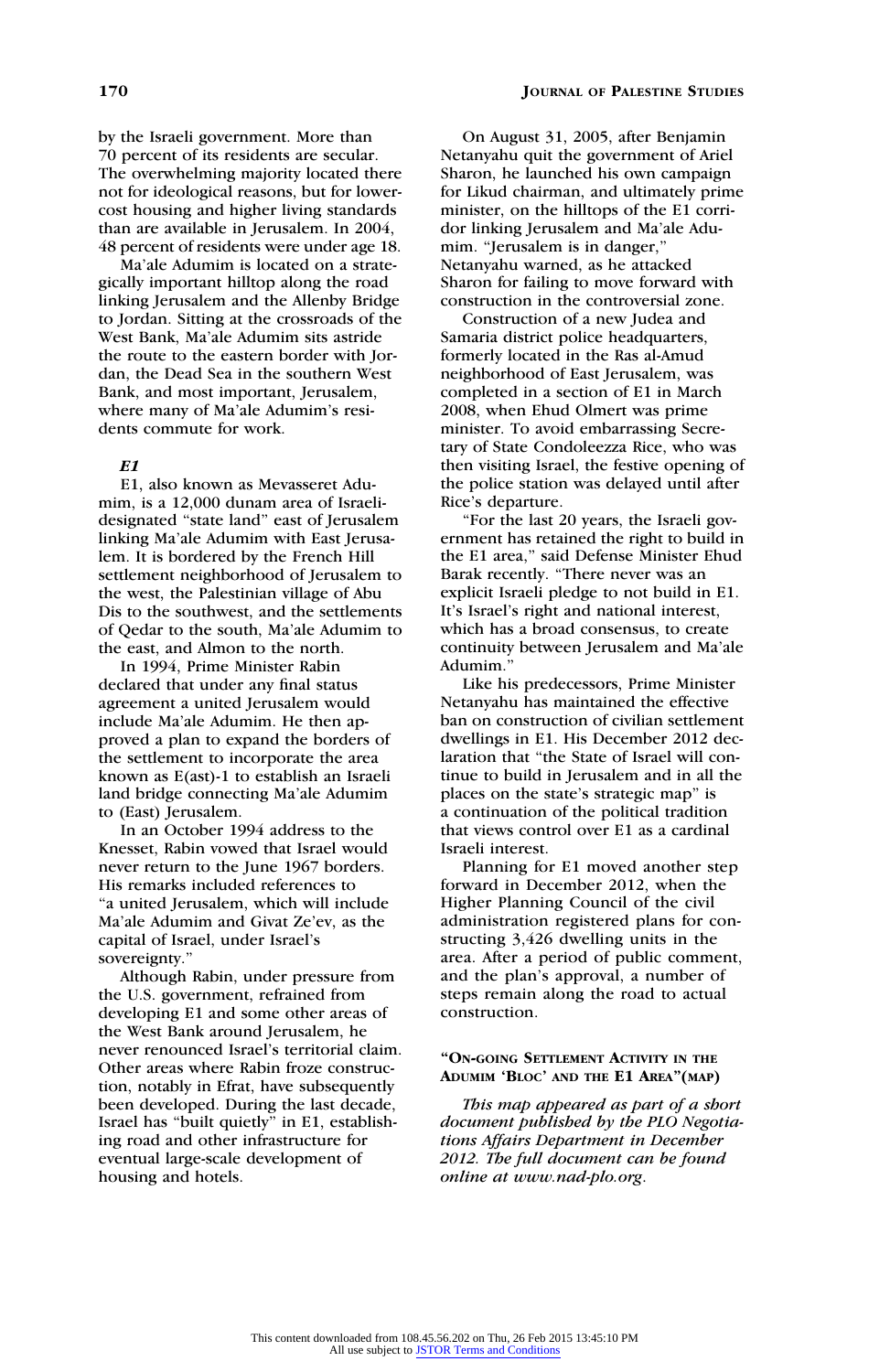by the Israeli government. More than 70 percent of its residents are secular. The overwhelming majority located there not for ideological reasons, but for lower-cost housing and higher living standards than are available in Jerusalem. In 2004, 48 percent of residents were under age 18.

Ma'ale Adumim is located on a strategically important hilltop along the road linking Jerusalem and the Allenby Bridge to Jordan. Sitting at the crossroads of the West Bank, Ma'ale Adumim sits astride the route to the eastern border with Jordan, the Dead Sea in the southern West Bank, and most important, Jerusalem, where many of Ma'ale Adumim's residents commute for work.

### *E1*

E1, also known as Mevasseret Adumim, is a 12,000 dunam area of Israeli-designated "state land" east of Jerusalem linking Ma'ale Adumim with East Jerusalem. It is bordered by the French Hill settlement neighborhood of Jerusalem to the west, the Palestinian village of Abu Dis to the southwest, and the settlements of Qedar to the south, Ma'ale Adumim to the east, and Almon to the north.

In 1994, Prime Minister Rabin declared that under any final status agreement a united Jerusalem would include Ma'ale Adumim. He then approved a plan to expand the borders of the settlement to incorporate the area known as E(ast)-1 to establish an Israeli land bridge connecting Ma'ale Adumim to (East) Jerusalem.

In an October 1994 address to the Knesset, Rabin vowed that Israel would never return to the June 1967 borders. His remarks included references to "a united Jerusalem, which will include Ma'ale Adumim and Givat Ze'ev, as the capital of Israel, under Israel's sovereignty."

Although Rabin, under pressure from the U.S. government, refrained from developing E1 and some other areas of the West Bank around Jerusalem, he never renounced Israel's territorial claim. Other areas where Rabin froze construction, notably in Efrat, have subsequently been developed. During the last decade, Israel has "built quietly" in E1, establishing road and other infrastructure for eventual large-scale development of housing and hotels.

On August 31, 2005, after Benjamin Netanyahu quit the government of Ariel Sharon, he launched his own campaign for Likud chairman, and ultimately prime minister, on the hilltops of the E1 corridor linking Jerusalem and Ma'ale Adumim. "Jerusalem is in danger," Netanyahu warned, as he attacked Sharon for failing to move forward with construction in the controversial zone.

Construction of a new Judea and Samaria district police headquarters, formerly located in the Ras al-Amud neighborhood of East Jerusalem, was completed in a section of E1 in March 2008, when Ehud Olmert was prime minister. To avoid embarrassing Secretary of State Condoleezza Rice, who was then visiting Israel, the festive opening of the police station was delayed until after Rice's departure.

"For the last 20 years, the Israeli government has retained the right to build in the E1 area," said Defense Minister Ehud Barak recently. "There never was an explicit Israeli pledge to not build in E1. It's Israel's right and national interest, which has a broad consensus, to create continuity between Jerusalem and Ma'ale Adumim."

Like his predecessors, Prime Minister Netanyahu has maintained the effective ban on construction of civilian settlement dwellings in E1. His December 2012 declaration that "the State of Israel will continue to build in Jerusalem and in all the places on the state's strategic map" is a continuation of the political tradition that views control over E1 as a cardinal Israeli interest.

Planning for E1 moved another step forward in December 2012, when the Higher Planning Council of the civil administration registered plans for constructing 3,426 dwelling units in the area. After a period of public comment, and the plan's approval, a number of steps remain along the road to actual construction.

## "On-going Settlement Activity in the Adumim 'Bloc' and the E1 Area" (map)

*This map appeared as part of a short document published by the PLO Negotiations Affairs Department in December 2012. The full document can be found online at www.nad-plo.org.*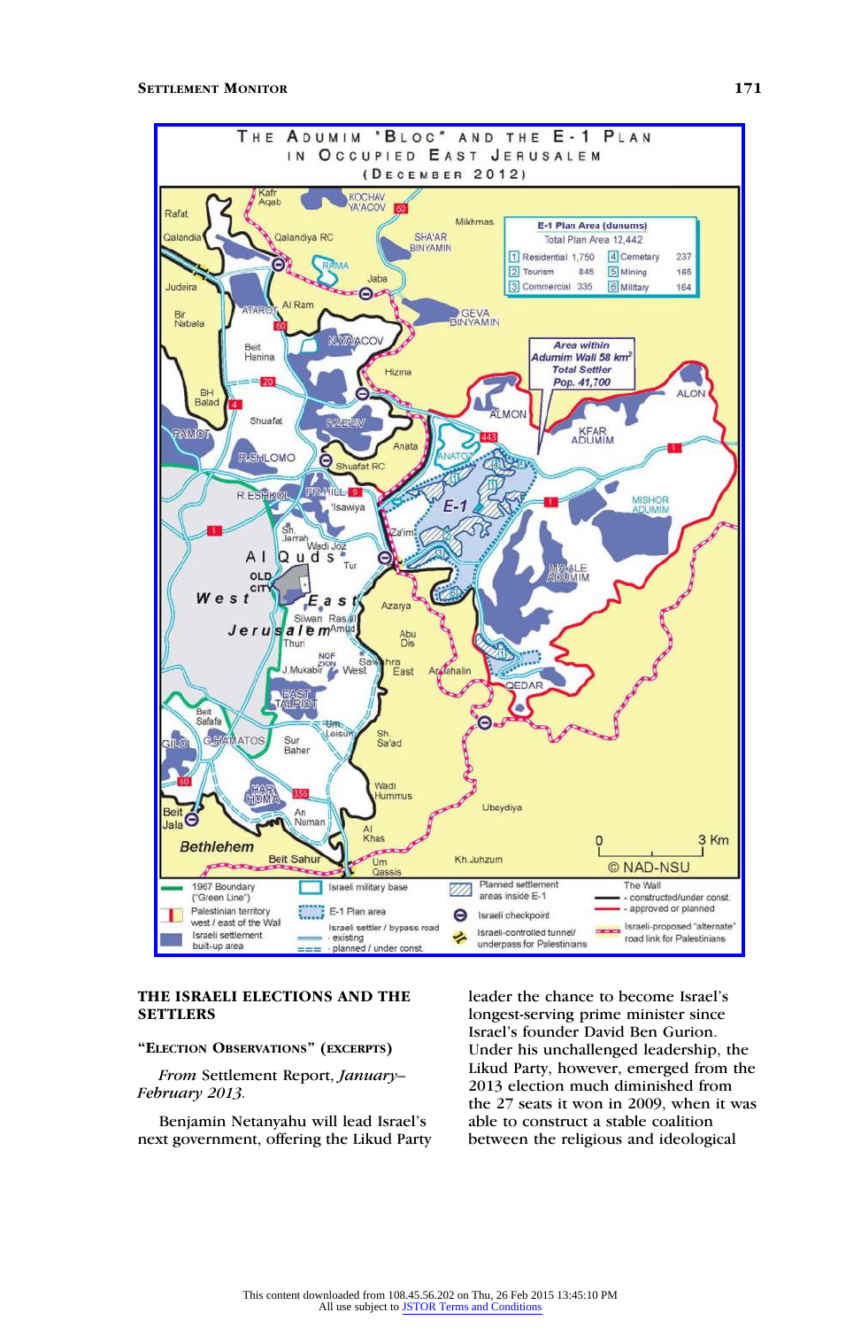THE ADUMIM 'BLOC' AND THE E-1 PLAN IN OCCUPIED EAST JERUSALEM (DECEMBER 2012)

E-1 Plan Area (dunums)
Total Plan Area 12,442
1 Residential 1,750
2 Tourism 845
3 Commercial 335
4 Cemetary 237
5 Mining 165
6 Military 164

Area within Adumim Wall 58 km²
Total Settler Pop. 41,700

Rafat, Kafr Aqab, KOCHAV YA'ACOV, Qalandia, Qalandiya RC, RAMA, SHA'AR BINYAMIN, Mikhmas, Judeira, Jaba, Bir Nabala, ATAROT, Al Ram, GEVA BINYAMIN, N.YA'ACOV, Beit Hanina, Hizma, BH Balad, Shuafat, P.ZE'EV, ALMON, KFAR ADUMIM, ALON, RAMOT, R.SHLOMO, Anata, ANATOT, Shuafat RC, R.ESHKOL, FR.HILL, 'Isawiya, E-1, MISHOR ADUMIM, Sh. Jarrah, Wadi Joz, Za'im, Al Quds, Tur, OLD CITY, West, East, Jerusalem, MA'ALE ADUMIM, Azarya, Silwan, Ras al Amud, Abu Dis, Thuri, NOF ZION, Sawahra West, Sawahra East, Al Jahalin, J.Mukabir, QEDAR, EAST TALPIOT, Beit Safafa, Um Leisun, Sh. Sa'ad, GILO, G.HAMATOS, Sur Baher, HAR HOMA, Wadi Hummus, Ubeydiya, Beit Jala, An Numan, Al Khas, Bethlehem, Beit Sahur, Um Qassis, Kh.Juhzum

0 3 Km
© NAD-NSU

1967 Boundary ("Green Line")
Palestinian territory west / east of the Wall
Israeli settlement built-up area
Israeli military base
E-1 Plan area
Israeli settler / bypass road - existing - planned / under const.
Planned settlement areas inside E-1
Israeli checkpoint
Israeli-controlled tunnel/ underpass for Palestinians
The Wall - constructed/under const. - approved or planned
Israeli-proposed "alternate" road link for Palestinians

## THE ISRAELI ELECTIONS AND THE SETTLERS

### "ELECTION OBSERVATIONS" (EXCERPTS)

*From* Settlement Report, *January–February 2013.*

Benjamin Netanyahu will lead Israel's next government, offering the Likud Party leader the chance to become Israel's longest-serving prime minister since Israel's founder David Ben Gurion. Under his unchallenged leadership, the Likud Party, however, emerged from the 2013 election much diminished from the 27 seats it won in 2009, when it was able to construct a stable coalition between the religious and ideological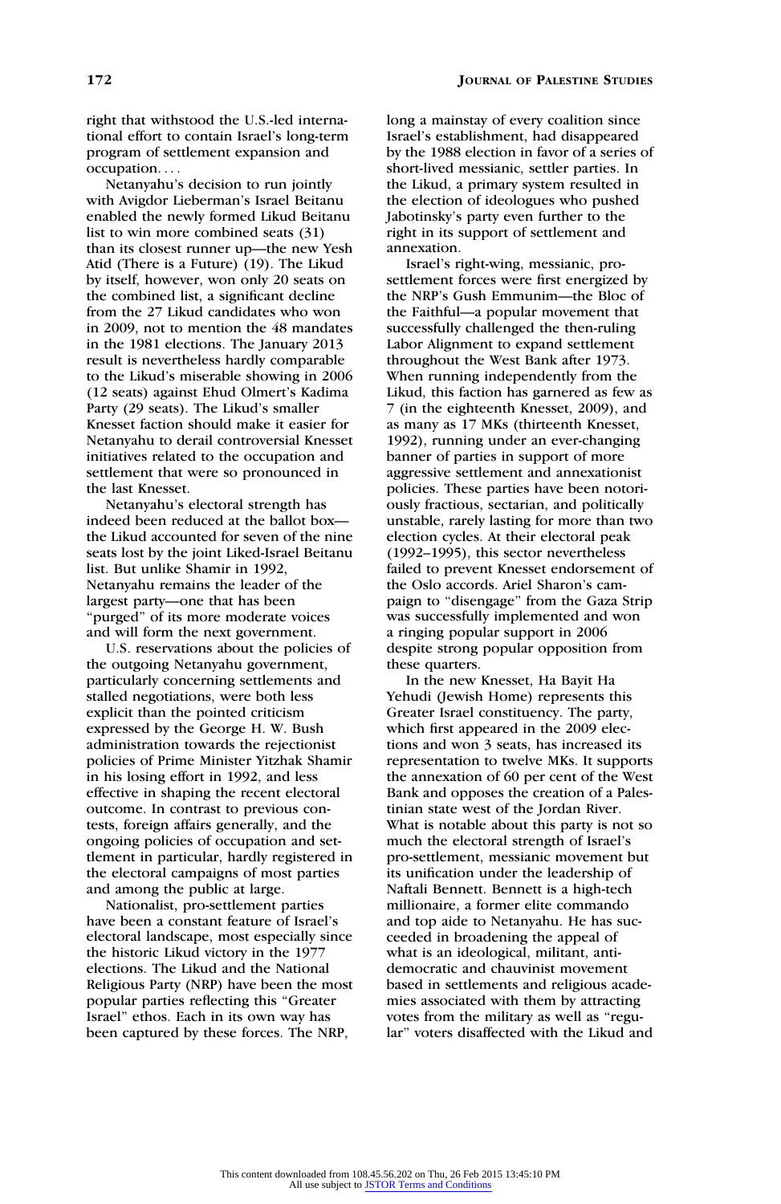right that withstood the U.S.-led international effort to contain Israel's long-term program of settlement expansion and occupation. . . .

Netanyahu's decision to run jointly with Avigdor Lieberman's Israel Beitanu enabled the newly formed Likud Beitanu list to win more combined seats (31) than its closest runner up—the new Yesh Atid (There is a Future) (19). The Likud by itself, however, won only 20 seats on the combined list, a significant decline from the 27 Likud candidates who won in 2009, not to mention the 48 mandates in the 1981 elections. The January 2013 result is nevertheless hardly comparable to the Likud's miserable showing in 2006 (12 seats) against Ehud Olmert's Kadima Party (29 seats). The Likud's smaller Knesset faction should make it easier for Netanyahu to derail controversial Knesset initiatives related to the occupation and settlement that were so pronounced in the last Knesset.

Netanyahu's electoral strength has indeed been reduced at the ballot box—the Likud accounted for seven of the nine seats lost by the joint Liked-Israel Beitanu list. But unlike Shamir in 1992, Netanyahu remains the leader of the largest party—one that has been "purged" of its more moderate voices and will form the next government.

U.S. reservations about the policies of the outgoing Netanyahu government, particularly concerning settlements and stalled negotiations, were both less explicit than the pointed criticism expressed by the George H. W. Bush administration towards the rejectionist policies of Prime Minister Yitzhak Shamir in his losing effort in 1992, and less effective in shaping the recent electoral outcome. In contrast to previous contests, foreign affairs generally, and the ongoing policies of occupation and settlement in particular, hardly registered in the electoral campaigns of most parties and among the public at large.

Nationalist, pro-settlement parties have been a constant feature of Israel's electoral landscape, most especially since the historic Likud victory in the 1977 elections. The Likud and the National Religious Party (NRP) have been the most popular parties reflecting this "Greater Israel" ethos. Each in its own way has been captured by these forces. The NRP, long a mainstay of every coalition since Israel's establishment, had disappeared by the 1988 election in favor of a series of short-lived messianic, settler parties. In the Likud, a primary system resulted in the election of ideologues who pushed Jabotinsky's party even further to the right in its support of settlement and annexation.

Israel's right-wing, messianic, pro-settlement forces were first energized by the NRP's Gush Emmunim—the Bloc of the Faithful—a popular movement that successfully challenged the then-ruling Labor Alignment to expand settlement throughout the West Bank after 1973. When running independently from the Likud, this faction has garnered as few as 7 (in the eighteenth Knesset, 2009), and as many as 17 MKs (thirteenth Knesset, 1992), running under an ever-changing banner of parties in support of more aggressive settlement and annexationist policies. These parties have been notoriously fractious, sectarian, and politically unstable, rarely lasting for more than two election cycles. At their electoral peak (1992–1995), this sector nevertheless failed to prevent Knesset endorsement of the Oslo accords. Ariel Sharon's campaign to "disengage" from the Gaza Strip was successfully implemented and won a ringing popular support in 2006 despite strong popular opposition from these quarters.

In the new Knesset, Ha Bayit Ha Yehudi (Jewish Home) represents this Greater Israel constituency. The party, which first appeared in the 2009 elections and won 3 seats, has increased its representation to twelve MKs. It supports the annexation of 60 per cent of the West Bank and opposes the creation of a Palestinian state west of the Jordan River. What is notable about this party is not so much the electoral strength of Israel's pro-settlement, messianic movement but its unification under the leadership of Naftali Bennett. Bennett is a high-tech millionaire, a former elite commando and top aide to Netanyahu. He has succeeded in broadening the appeal of what is an ideological, militant, anti-democratic and chauvinist movement based in settlements and religious academies associated with them by attracting votes from the military as well as "regular" voters disaffected with the Likud and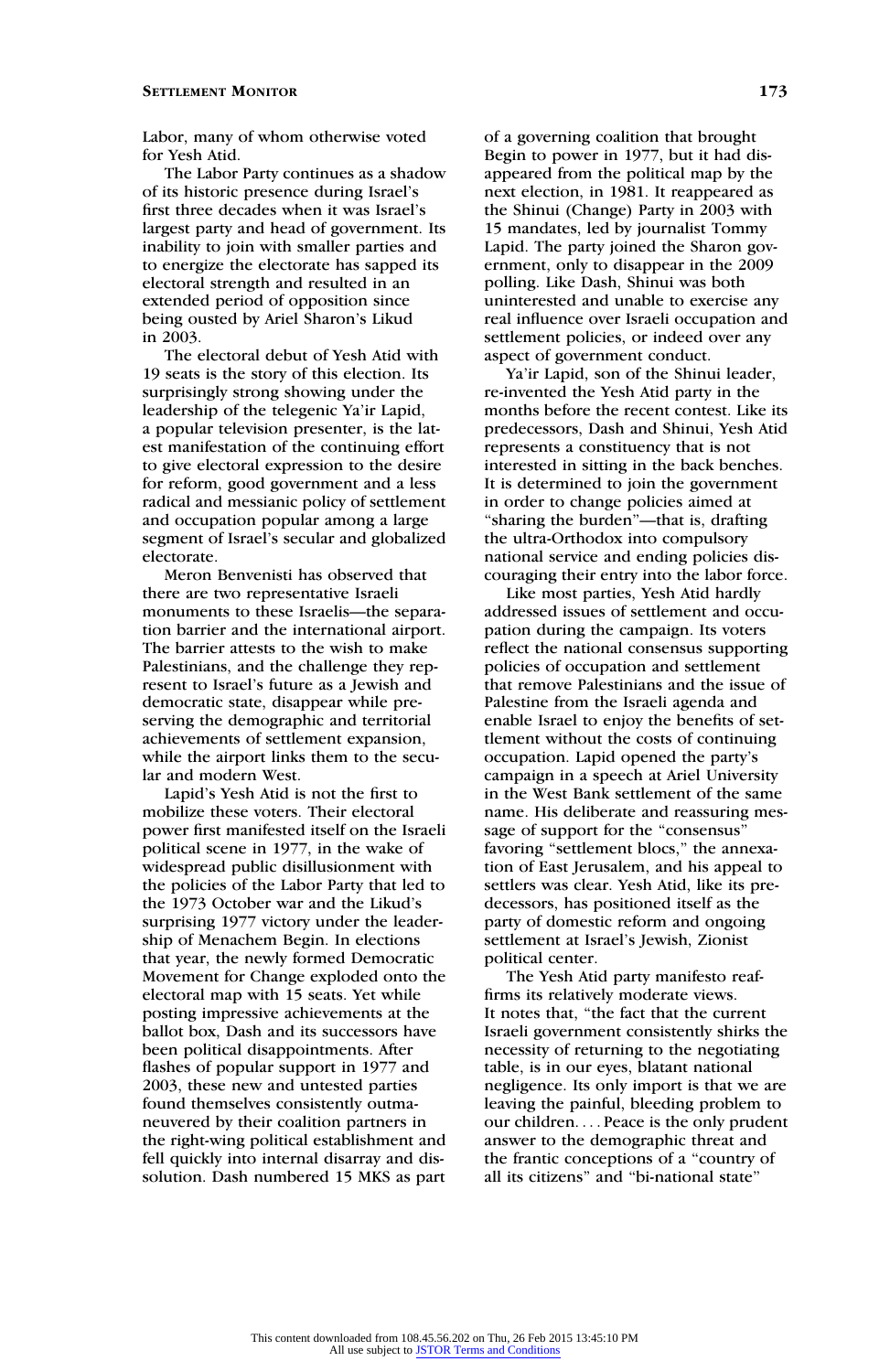Labor, many of whom otherwise voted for Yesh Atid.

The Labor Party continues as a shadow of its historic presence during Israel's first three decades when it was Israel's largest party and head of government. Its inability to join with smaller parties and to energize the electorate has sapped its electoral strength and resulted in an extended period of opposition since being ousted by Ariel Sharon's Likud in 2003.

The electoral debut of Yesh Atid with 19 seats is the story of this election. Its surprisingly strong showing under the leadership of the telegenic Ya'ir Lapid, a popular television presenter, is the latest manifestation of the continuing effort to give electoral expression to the desire for reform, good government and a less radical and messianic policy of settlement and occupation popular among a large segment of Israel's secular and globalized electorate.

Meron Benvenisti has observed that there are two representative Israeli monuments to these Israelis—the separation barrier and the international airport. The barrier attests to the wish to make Palestinians, and the challenge they represent to Israel's future as a Jewish and democratic state, disappear while preserving the demographic and territorial achievements of settlement expansion, while the airport links them to the secular and modern West.

Lapid's Yesh Atid is not the first to mobilize these voters. Their electoral power first manifested itself on the Israeli political scene in 1977, in the wake of widespread public disillusionment with the policies of the Labor Party that led to the 1973 October war and the Likud's surprising 1977 victory under the leadership of Menachem Begin. In elections that year, the newly formed Democratic Movement for Change exploded onto the electoral map with 15 seats. Yet while posting impressive achievements at the ballot box, Dash and its successors have been political disappointments. After flashes of popular support in 1977 and 2003, these new and untested parties found themselves consistently outmaneuvered by their coalition partners in the right-wing political establishment and fell quickly into internal disarray and dissolution. Dash numbered 15 MKS as part of a governing coalition that brought Begin to power in 1977, but it had disappeared from the political map by the next election, in 1981. It reappeared as the Shinui (Change) Party in 2003 with 15 mandates, led by journalist Tommy Lapid. The party joined the Sharon government, only to disappear in the 2009 polling. Like Dash, Shinui was both uninterested and unable to exercise any real influence over Israeli occupation and settlement policies, or indeed over any aspect of government conduct.

Ya'ir Lapid, son of the Shinui leader, re-invented the Yesh Atid party in the months before the recent contest. Like its predecessors, Dash and Shinui, Yesh Atid represents a constituency that is not interested in sitting in the back benches. It is determined to join the government in order to change policies aimed at "sharing the burden"—that is, drafting the ultra-Orthodox into compulsory national service and ending policies discouraging their entry into the labor force.

Like most parties, Yesh Atid hardly addressed issues of settlement and occupation during the campaign. Its voters reflect the national consensus supporting policies of occupation and settlement that remove Palestinians and the issue of Palestine from the Israeli agenda and enable Israel to enjoy the benefits of settlement without the costs of continuing occupation. Lapid opened the party's campaign in a speech at Ariel University in the West Bank settlement of the same name. His deliberate and reassuring message of support for the "consensus" favoring "settlement blocs," the annexation of East Jerusalem, and his appeal to settlers was clear. Yesh Atid, like its predecessors, has positioned itself as the party of domestic reform and ongoing settlement at Israel's Jewish, Zionist political center.

The Yesh Atid party manifesto reaffirms its relatively moderate views. It notes that, "the fact that the current Israeli government consistently shirks the necessity of returning to the negotiating table, is in our eyes, blatant national negligence. Its only import is that we are leaving the painful, bleeding problem to our children. . . . Peace is the only prudent answer to the demographic threat and the frantic conceptions of a "country of all its citizens" and "bi-national state"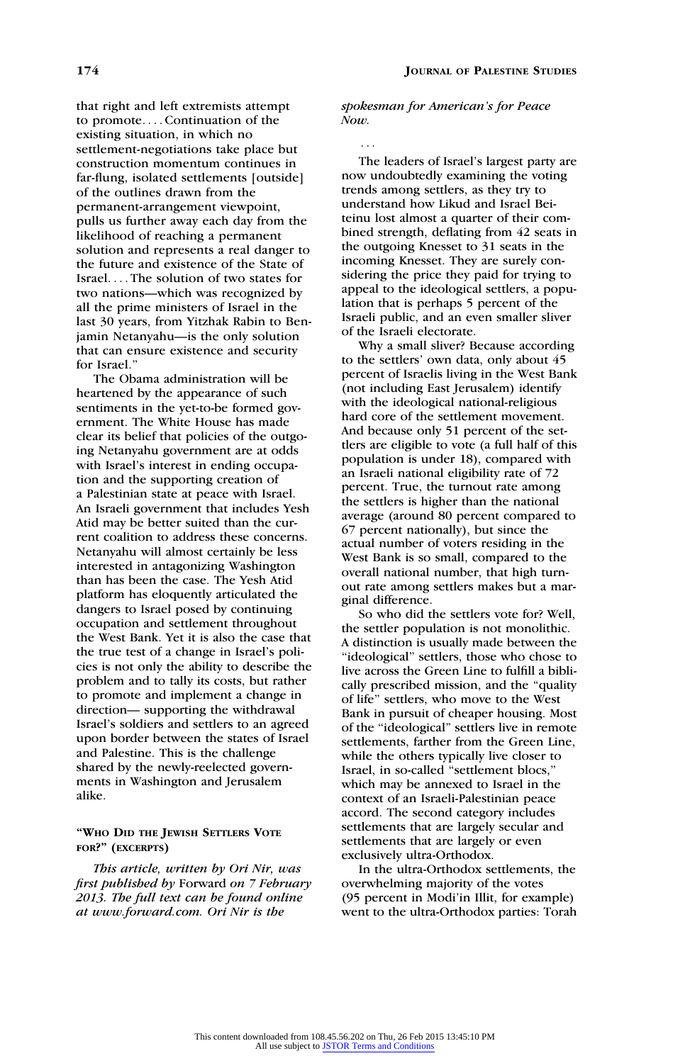that right and left extremists attempt to promote.... Continuation of the existing situation, in which no settlement-negotiations take place but construction momentum continues in far-flung, isolated settlements [outside] of the outlines drawn from the permanent-arrangement viewpoint, pulls us further away each day from the likelihood of reaching a permanent solution and represents a real danger to the future and existence of the State of Israel.... The solution of two states for two nations—which was recognized by all the prime ministers of Israel in the last 30 years, from Yitzhak Rabin to Benjamin Netanyahu—is the only solution that can ensure existence and security for Israel."

The Obama administration will be heartened by the appearance of such sentiments in the yet-to-be formed government. The White House has made clear its belief that policies of the outgoing Netanyahu government are at odds with Israel's interest in ending occupation and the supporting creation of a Palestinian state at peace with Israel. An Israeli government that includes Yesh Atid may be better suited than the current coalition to address these concerns. Netanyahu will almost certainly be less interested in antagonizing Washington than has been the case. The Yesh Atid platform has eloquently articulated the dangers to Israel posed by continuing occupation and settlement throughout the West Bank. Yet it is also the case that the true test of a change in Israel's policies is not only the ability to describe the problem and to tally its costs, but rather to promote and implement a change in direction— supporting the withdrawal Israel's soldiers and settlers to an agreed upon border between the states of Israel and Palestine. This is the challenge shared by the newly-reelected governments in Washington and Jerusalem alike.

### "Who Did the Jewish Settlers Vote For?" (excerpts)

*This article, written by Ori Nir, was first published by* Forward *on 7 February 2013. The full text can be found online at www.forward.com. Ori Nir is the spokesman for American's for Peace Now.*

...

The leaders of Israel's largest party are now undoubtedly examining the voting trends among settlers, as they try to understand how Likud and Israel Beiteinu lost almost a quarter of their combined strength, deflating from 42 seats in the outgoing Knesset to 31 seats in the incoming Knesset. They are surely considering the price they paid for trying to appeal to the ideological settlers, a population that is perhaps 5 percent of the Israeli public, and an even smaller sliver of the Israeli electorate.

Why a small sliver? Because according to the settlers' own data, only about 45 percent of Israelis living in the West Bank (not including East Jerusalem) identify with the ideological national-religious hard core of the settlement movement. And because only 51 percent of the settlers are eligible to vote (a full half of this population is under 18), compared with an Israeli national eligibility rate of 72 percent. True, the turnout rate among the settlers is higher than the national average (around 80 percent compared to 67 percent nationally), but since the actual number of voters residing in the West Bank is so small, compared to the overall national number, that high turnout rate among settlers makes but a marginal difference.

So who did the settlers vote for? Well, the settler population is not monolithic. A distinction is usually made between the "ideological" settlers, those who chose to live across the Green Line to fulfill a biblically prescribed mission, and the "quality of life" settlers, who move to the West Bank in pursuit of cheaper housing. Most of the "ideological" settlers live in remote settlements, farther from the Green Line, while the others typically live closer to Israel, in so-called "settlement blocs," which may be annexed to Israel in the context of an Israeli-Palestinian peace accord. The second category includes settlements that are largely secular and settlements that are largely or even exclusively ultra-Orthodox.

In the ultra-Orthodox settlements, the overwhelming majority of the votes (95 percent in Modi'in Illit, for example) went to the ultra-Orthodox parties: Torah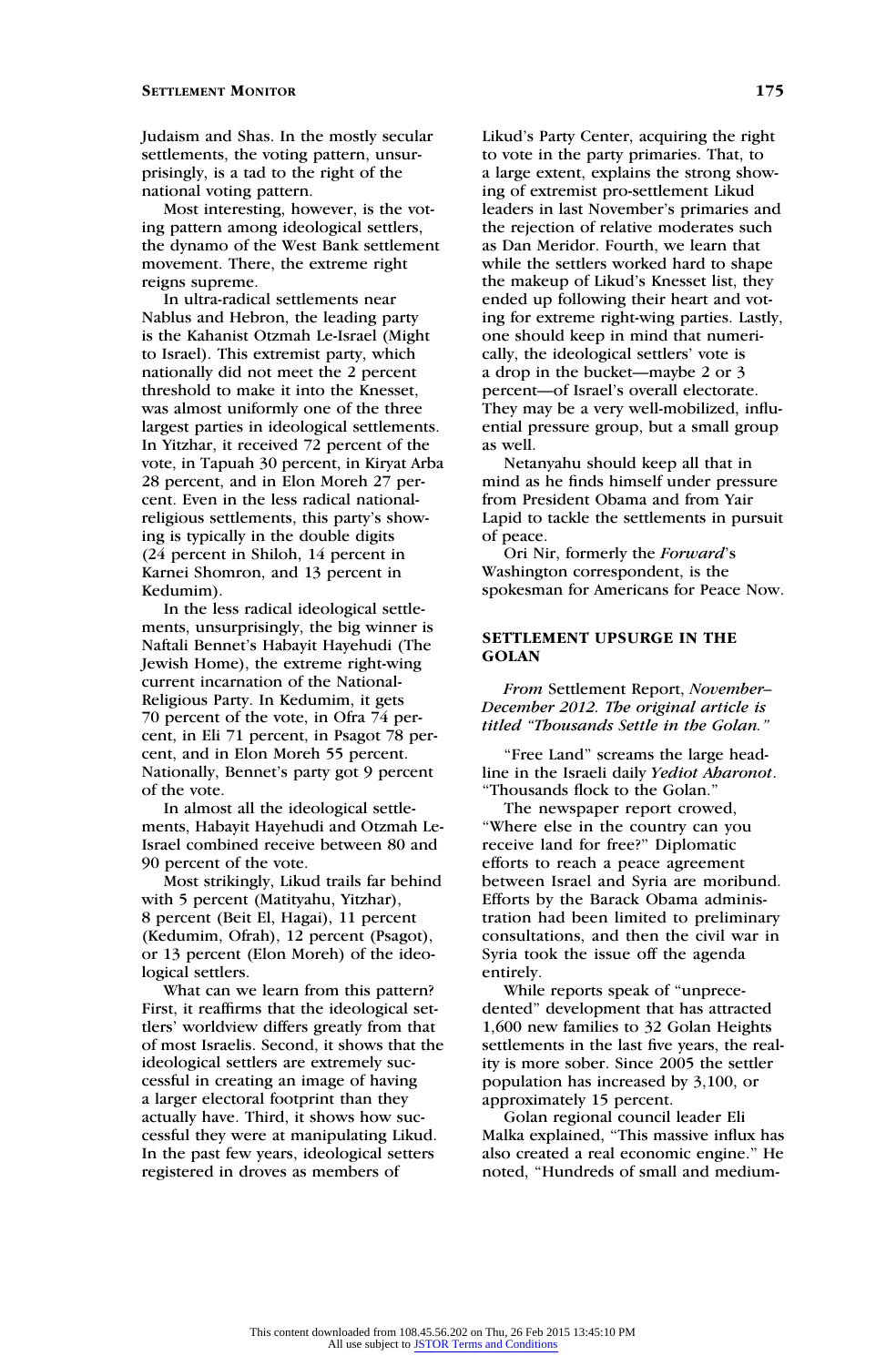Judaism and Shas. In the mostly secular settlements, the voting pattern, unsurprisingly, is a tad to the right of the national voting pattern.

Most interesting, however, is the voting pattern among ideological settlers, the dynamo of the West Bank settlement movement. There, the extreme right reigns supreme.

In ultra-radical settlements near Nablus and Hebron, the leading party is the Kahanist Otzmah Le-Israel (Might to Israel). This extremist party, which nationally did not meet the 2 percent threshold to make it into the Knesset, was almost uniformly one of the three largest parties in ideological settlements. In Yitzhar, it received 72 percent of the vote, in Tapuah 30 percent, in Kiryat Arba 28 percent, and in Elon Moreh 27 percent. Even in the less radical national-religious settlements, this party's showing is typically in the double digits (24 percent in Shiloh, 14 percent in Karnei Shomron, and 13 percent in Kedumim).

In the less radical ideological settlements, unsurprisingly, the big winner is Naftali Bennet's Habayit Hayehudi (The Jewish Home), the extreme right-wing current incarnation of the National-Religious Party. In Kedumim, it gets 70 percent of the vote, in Ofra 74 percent, in Eli 71 percent, in Psagot 78 percent, and in Elon Moreh 55 percent. Nationally, Bennet's party got 9 percent of the vote.

In almost all the ideological settlements, Habayit Hayehudi and Otzmah Le-Israel combined receive between 80 and 90 percent of the vote.

Most strikingly, Likud trails far behind with 5 percent (Matityahu, Yitzhar), 8 percent (Beit El, Hagai), 11 percent (Kedumim, Ofrah), 12 percent (Psagot), or 13 percent (Elon Moreh) of the ideological settlers.

What can we learn from this pattern? First, it reaffirms that the ideological settlers' worldview differs greatly from that of most Israelis. Second, it shows that the ideological settlers are extremely successful in creating an image of having a larger electoral footprint than they actually have. Third, it shows how successful they were at manipulating Likud. In the past few years, ideological setters registered in droves as members of Likud's Party Center, acquiring the right to vote in the party primaries. That, to a large extent, explains the strong showing of extremist pro-settlement Likud leaders in last November's primaries and the rejection of relative moderates such as Dan Meridor. Fourth, we learn that while the settlers worked hard to shape the makeup of Likud's Knesset list, they ended up following their heart and voting for extreme right-wing parties. Lastly, one should keep in mind that numerically, the ideological settlers' vote is a drop in the bucket—maybe 2 or 3 percent—of Israel's overall electorate. They may be a very well-mobilized, influential pressure group, but a small group as well.

Netanyahu should keep all that in mind as he finds himself under pressure from President Obama and from Yair Lapid to tackle the settlements in pursuit of peace.

Ori Nir, formerly the *Forward*'s Washington correspondent, is the spokesman for Americans for Peace Now.

## SETTLEMENT UPSURGE IN THE GOLAN

*From* Settlement Report, *November–December 2012. The original article is titled "Thousands Settle in the Golan."*

"Free Land" screams the large headline in the Israeli daily *Yediot Aharonot*. "Thousands flock to the Golan."

The newspaper report crowed, "Where else in the country can you receive land for free?" Diplomatic efforts to reach a peace agreement between Israel and Syria are moribund. Efforts by the Barack Obama administration had been limited to preliminary consultations, and then the civil war in Syria took the issue off the agenda entirely.

While reports speak of "unprecedented" development that has attracted 1,600 new families to 32 Golan Heights settlements in the last five years, the reality is more sober. Since 2005 the settler population has increased by 3,100, or approximately 15 percent.

Golan regional council leader Eli Malka explained, "This massive influx has also created a real economic engine." He noted, "Hundreds of small and medium-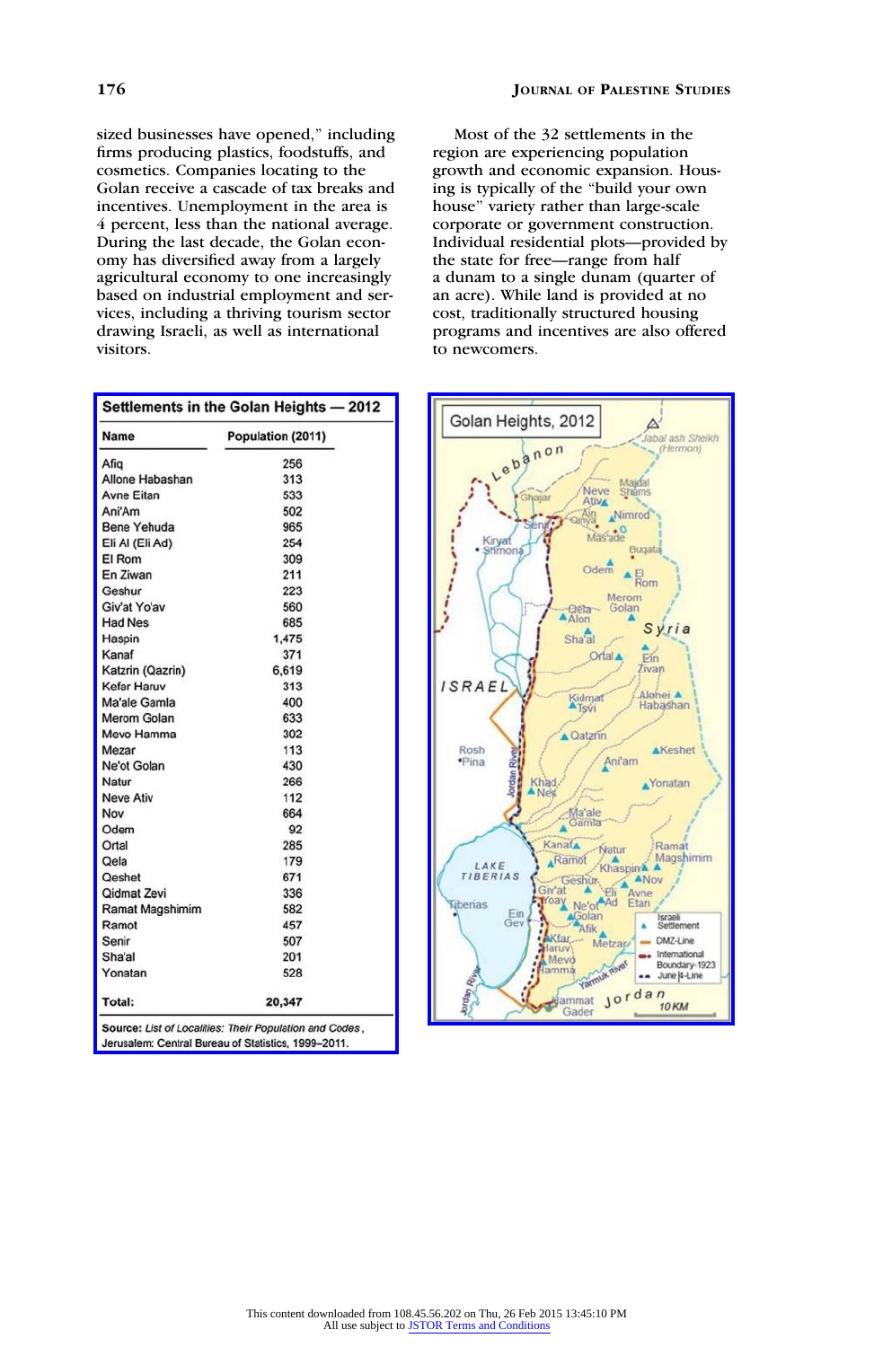sized businesses have opened," including firms producing plastics, foodstuffs, and cosmetics. Companies locating to the Golan receive a cascade of tax breaks and incentives. Unemployment in the area is 4 percent, less than the national average. During the last decade, the Golan economy has diversified away from a largely agricultural economy to one increasingly based on industrial employment and services, including a thriving tourism sector drawing Israeli, as well as international visitors.

Most of the 32 settlements in the region are experiencing population growth and economic expansion. Housing is typically of the "build your own house" variety rather than large-scale corporate or government construction. Individual residential plots—provided by the state for free—range from half a dunam to a single dunam (quarter of an acre). While land is provided at no cost, traditionally structured housing programs and incentives are also offered to newcomers.

**Settlements in the Golan Heights — 2012**

| Name | Population (2011) |
|---|---|
| Afiq | 256 |
| Allone Habashan | 313 |
| Avne Eitan | 533 |
| Ani'Am | 502 |
| Bene Yehuda | 965 |
| Eli Al (Eli Ad) | 254 |
| El Rom | 309 |
| En Ziwan | 211 |
| Geshur | 223 |
| Giv'at Yo'av | 560 |
| Had Nes | 685 |
| Haspin | 1,475 |
| Kanaf | 371 |
| Katzrin (Qazrin) | 6,619 |
| Kefar Haruv | 313 |
| Ma'ale Gamla | 400 |
| Merom Golan | 633 |
| Mevo Hamma | 302 |
| Mezar | 113 |
| Ne'ot Golan | 430 |
| Natur | 266 |
| Neve Ativ | 112 |
| Nov | 664 |
| Odem | 92 |
| Ortal | 285 |
| Qela | 179 |
| Qeshet | 671 |
| Qidmat Zevi | 336 |
| Ramat Magshimim | 582 |
| Ramot | 457 |
| Senir | 507 |
| Sha'al | 201 |
| Yonatan | 528 |
| **Total:** | **20,347** |

**Source:** *List of Localities: Their Population and Codes*, Jerusalem: Central Bureau of Statistics, 1999–2011.

Golan Heights, 2012

Lebanon
Jabal ash Sheikh (Hermon)
Ghajar
Neve Ativ
Majdal Shams
Ain Qinya
Nimrod
Senir
Mas'ade
Kiryat Shmona
Buqata
Odem
El Rom
Merom Golan
Qela
Alon
Syria
Sha'al
Ortal
Ein Zivan
ISRAEL
Kidmat Tsvi
Alonei Habashan
Qatzrin
Keshet
Rosh Pina
Jordan River
Ani'am
Khad Nes
Yonatan
Ma'ale Gamla
Kanaf
Natur
Ramat Magshimim
Ramot
LAKE TIBERIAS
Khaspin
Geshur
Nov
Tiberias
Giv'at Yoav
Eli Ad
Avne Etan
Ne'ot Golan
Ein Gev
Afik
Kfar Haruv
Metzar
Mevo Hamma
Yarmuk River
Jordan River
Hammat Gader
Jordan
Israeli Settlement
DMZ-Line
International Boundary-1923
June 4-Line
10 KM